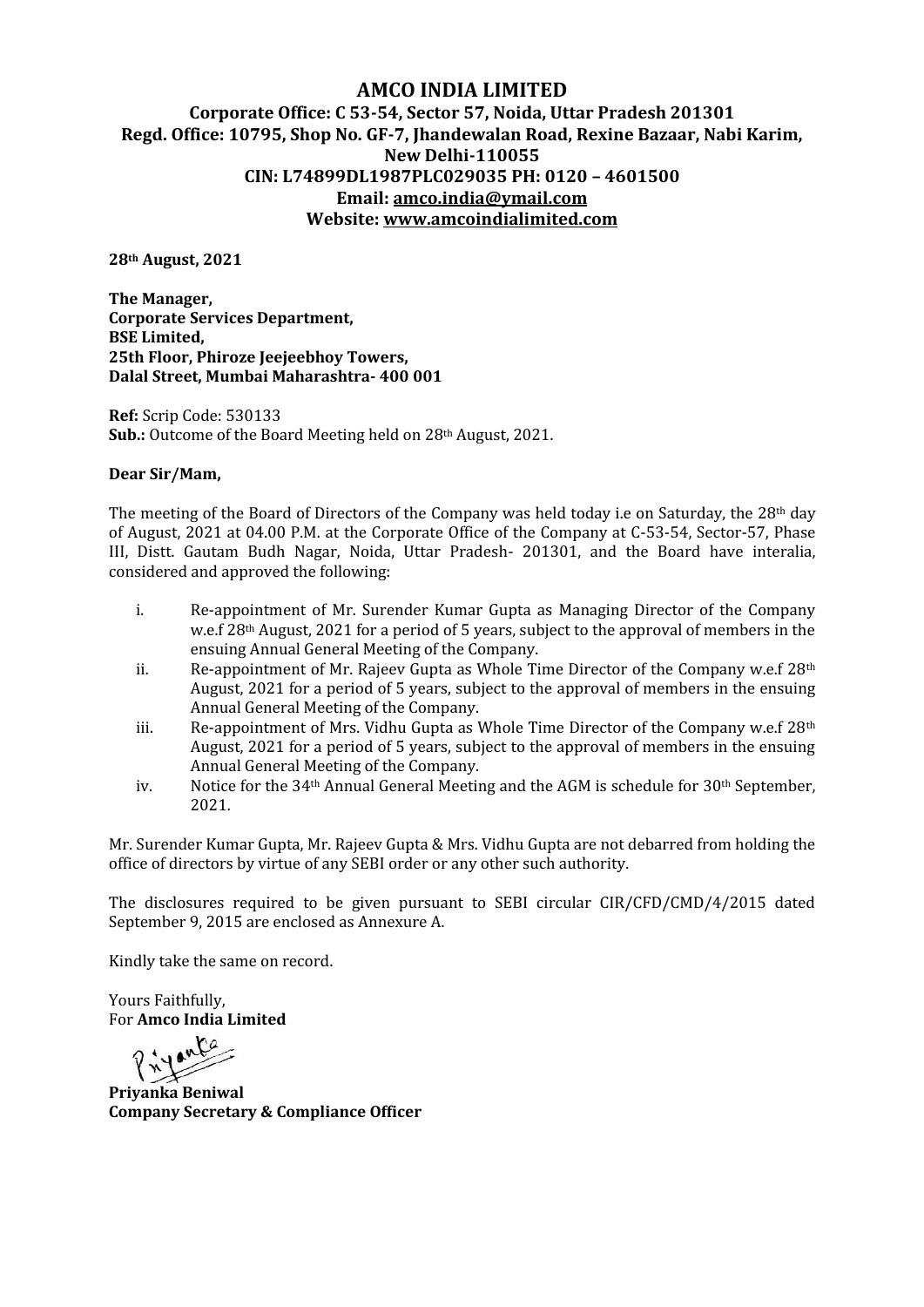# AMCO INDIA LIMITED

**Corporate Office: C 53-54, Sector 57, Noida, Uttar Pradesh 201301**
**Regd. Office: 10795, Shop No. GF-7, Jhandewalan Road, Rexine Bazaar, Nabi Karim, New Delhi-110055**
**CIN: L74899DL1987PLC029035 PH: 0120 – 4601500**
**Email: amco.india@ymail.com**
**Website: www.amcoindialimited.com**

**28th August, 2021**

**The Manager,**
**Corporate Services Department,**
**BSE Limited,**
**25th Floor, Phiroze Jeejeebhoy Towers,**
**Dalal Street, Mumbai Maharashtra- 400 001**

**Ref:** Scrip Code: 530133
**Sub.:** Outcome of the Board Meeting held on 28th August, 2021.

**Dear Sir/Mam,**

The meeting of the Board of Directors of the Company was held today i.e on Saturday, the 28th day of August, 2021 at 04.00 P.M. at the Corporate Office of the Company at C-53-54, Sector-57, Phase III, Distt. Gautam Budh Nagar, Noida, Uttar Pradesh- 201301, and the Board have interalia, considered and approved the following:

i. Re-appointment of Mr. Surender Kumar Gupta as Managing Director of the Company w.e.f 28th August, 2021 for a period of 5 years, subject to the approval of members in the ensuing Annual General Meeting of the Company.
ii. Re-appointment of Mr. Rajeev Gupta as Whole Time Director of the Company w.e.f 28th August, 2021 for a period of 5 years, subject to the approval of members in the ensuing Annual General Meeting of the Company.
iii. Re-appointment of Mrs. Vidhu Gupta as Whole Time Director of the Company w.e.f 28th August, 2021 for a period of 5 years, subject to the approval of members in the ensuing Annual General Meeting of the Company.
iv. Notice for the 34th Annual General Meeting and the AGM is schedule for 30th September, 2021.

Mr. Surender Kumar Gupta, Mr. Rajeev Gupta & Mrs. Vidhu Gupta are not debarred from holding the office of directors by virtue of any SEBI order or any other such authority.

The disclosures required to be given pursuant to SEBI circular CIR/CFD/CMD/4/2015 dated September 9, 2015 are enclosed as Annexure A.

Kindly take the same on record.

Yours Faithfully,
For **Amco India Limited**

**Priyanka Beniwal**
**Company Secretary & Compliance Officer**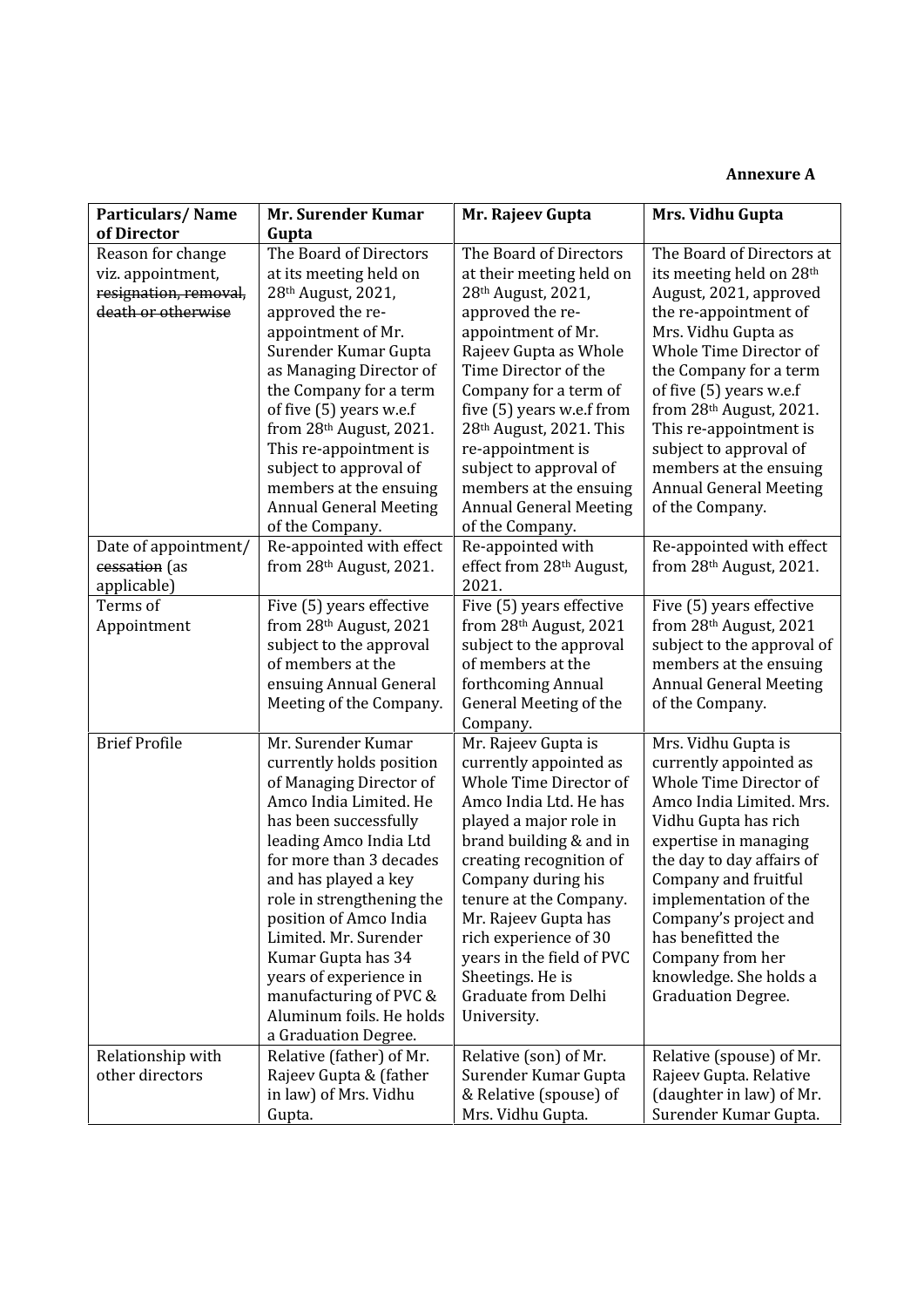**Annexure A**

| Particulars/ Name of Director | Mr. Surender Kumar Gupta | Mr. Rajeev Gupta | Mrs. Vidhu Gupta |
|---|---|---|---|
| Reason for change viz. appointment, ~~resignation, removal, death or otherwise~~ | The Board of Directors at its meeting held on 28th August, 2021, approved the re-appointment of Mr. Surender Kumar Gupta as Managing Director of the Company for a term of five (5) years w.e.f from 28th August, 2021. This re-appointment is subject to approval of members at the ensuing Annual General Meeting of the Company. | The Board of Directors at their meeting held on 28th August, 2021, approved the re-appointment of Mr. Rajeev Gupta as Whole Time Director of the Company for a term of five (5) years w.e.f from 28th August, 2021. This re-appointment is subject to approval of members at the ensuing Annual General Meeting of the Company. | The Board of Directors at its meeting held on 28th August, 2021, approved the re-appointment of Mrs. Vidhu Gupta as Whole Time Director of the Company for a term of five (5) years w.e.f from 28th August, 2021. This re-appointment is subject to approval of members at the ensuing Annual General Meeting of the Company. |
| Date of appointment/ ~~cessation~~ (as applicable) | Re-appointed with effect from 28th August, 2021. | Re-appointed with effect from 28th August, 2021. | Re-appointed with effect from 28th August, 2021. |
| Terms of Appointment | Five (5) years effective from 28th August, 2021 subject to the approval of members at the ensuing Annual General Meeting of the Company. | Five (5) years effective from 28th August, 2021 subject to the approval of members at the forthcoming Annual General Meeting of the Company. | Five (5) years effective from 28th August, 2021 subject to the approval of members at the ensuing Annual General Meeting of the Company. |
| Brief Profile | Mr. Surender Kumar currently holds position of Managing Director of Amco India Limited. He has been successfully leading Amco India Ltd for more than 3 decades and has played a key role in strengthening the position of Amco India Limited. Mr. Surender Kumar Gupta has 34 years of experience in manufacturing of PVC & Aluminum foils. He holds a Graduation Degree. | Mr. Rajeev Gupta is currently appointed as Whole Time Director of Amco India Ltd. He has played a major role in brand building & and in creating recognition of Company during his tenure at the Company. Mr. Rajeev Gupta has rich experience of 30 years in the field of PVC Sheetings. He is Graduate from Delhi University. | Mrs. Vidhu Gupta is currently appointed as Whole Time Director of Amco India Limited. Mrs. Vidhu Gupta has rich expertise in managing the day to day affairs of Company and fruitful implementation of the Company's project and has benefitted the Company from her knowledge. She holds a Graduation Degree. |
| Relationship with other directors | Relative (father) of Mr. Rajeev Gupta & (father in law) of Mrs. Vidhu Gupta. | Relative (son) of Mr. Surender Kumar Gupta & Relative (spouse) of Mrs. Vidhu Gupta. | Relative (spouse) of Mr. Rajeev Gupta. Relative (daughter in law) of Mr. Surender Kumar Gupta. |